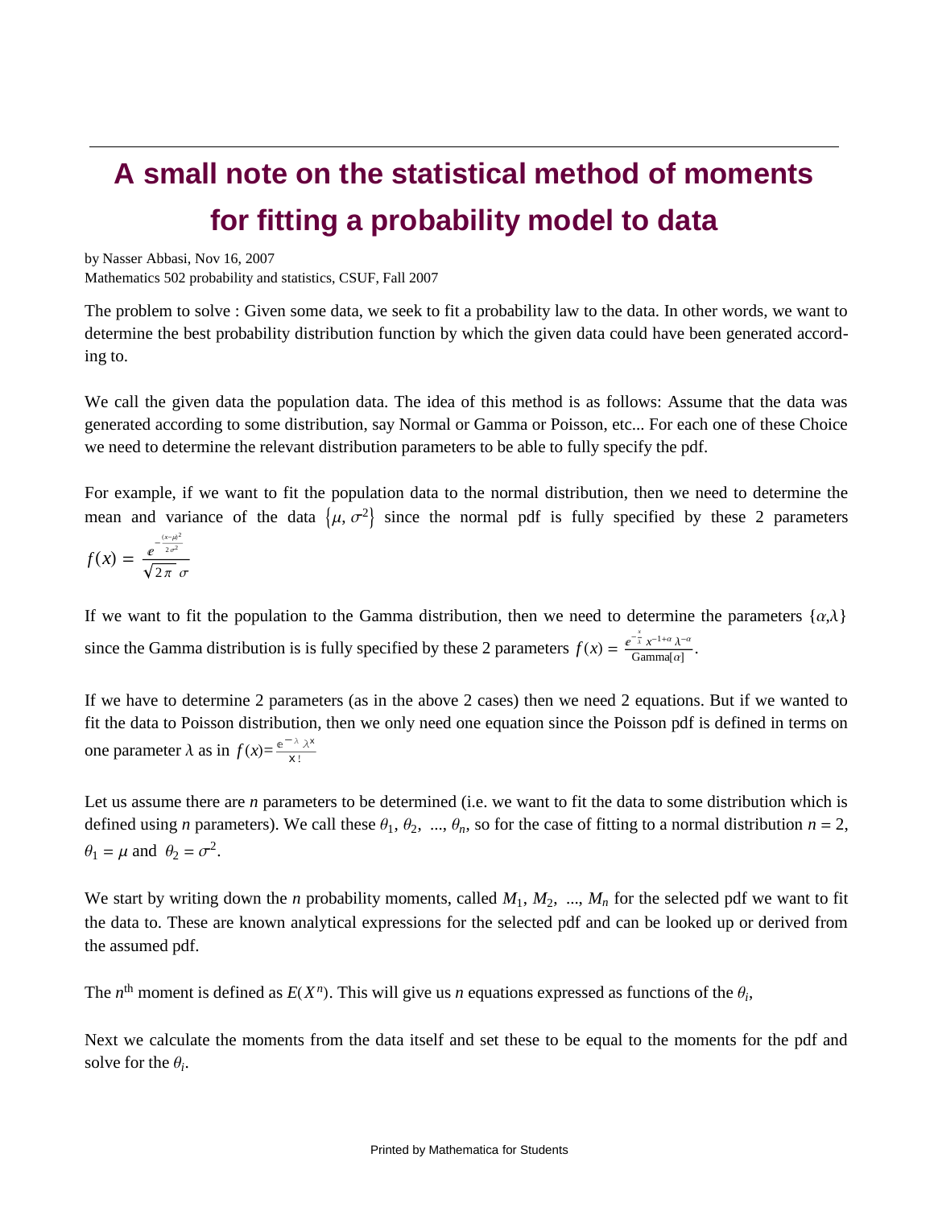# A small note on the statistical method of moments for fitting a probability model to data

by Nasser Abbasi, Nov 16, 2007
Mathematics 502 probability and statistics, CSUF, Fall 2007

The problem to solve : Given some data, we seek to fit a probability law to the data. In other words, we want to determine the best probability distribution function by which the given data could have been generated according to.

We call the given data the population data. The idea of this method is as follows: Assume that the data was generated according to some distribution, say Normal or Gamma or Poisson, etc... For each one of these Choice we need to determine the relevant distribution parameters to be able to fully specify the pdf.

For example, if we want to fit the population data to the normal distribution, then we need to determine the mean and variance of the data $\{\mu, \sigma^2\}$ since the normal pdf is fully specified by these 2 parameters $f(x) = \frac{e^{-\frac{(x-\mu)^2}{2\sigma^2}}}{\sqrt{2\pi}\,\sigma}$

If we want to fit the population to the Gamma distribution, then we need to determine the parameters $\{\alpha,\lambda\}$ since the Gamma distribution is is fully specified by these 2 parameters $f(x) = \frac{e^{-\frac{x}{\lambda}} x^{-1+\alpha} \lambda^{-\alpha}}{\text{Gamma}[\alpha]}$.

If we have to determine 2 parameters (as in the above 2 cases) then we need 2 equations. But if we wanted to fit the data to Poisson distribution, then we only need one equation since the Poisson pdf is defined in terms on one parameter $\lambda$ as in $f(x)=\frac{e^{-\lambda}\lambda^x}{x!}$

Let us assume there are $n$ parameters to be determined (i.e. we want to fit the data to some distribution which is defined using $n$ parameters). We call these $\theta_1, \theta_2, \ldots, \theta_n$, so for the case of fitting to a normal distribution $n = 2$, $\theta_1 = \mu$ and $\theta_2 = \sigma^2$.

We start by writing down the $n$ probability moments, called $M_1, M_2, \ldots, M_n$ for the selected pdf we want to fit the data to. These are known analytical expressions for the selected pdf and can be looked up or derived from the assumed pdf.

The $n^{\text{th}}$ moment is defined as $E(X^n)$. This will give us $n$ equations expressed as functions of the $\theta_i$,

Next we calculate the moments from the data itself and set these to be equal to the moments for the pdf and solve for the $\theta_i$.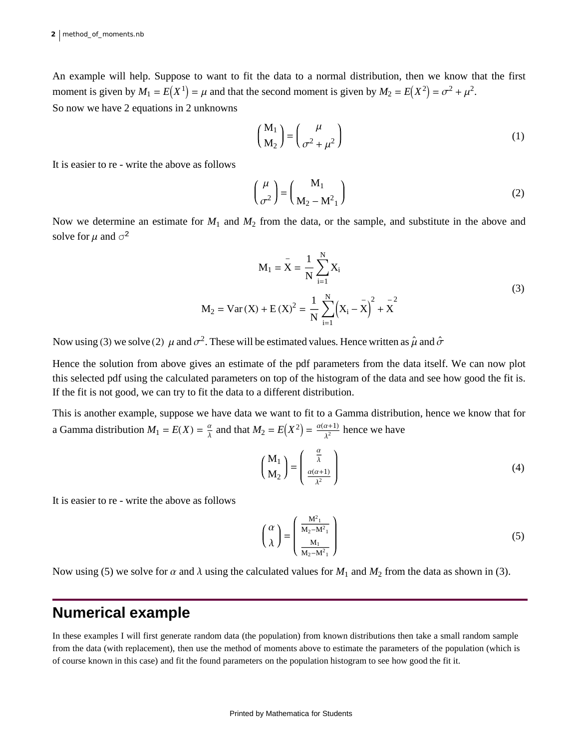An example will help. Suppose to want to fit the data to a normal distribution, then we know that the first moment is given by $M_1 = E(X^1) = \mu$ and that the second moment is given by $M_2 = E(X^2) = \sigma^2 + \mu^2$.

So now we have 2 equations in 2 unknowns

$$\begin{pmatrix} \mathrm{M}_1 \\ \mathrm{M}_2 \end{pmatrix} = \begin{pmatrix} \mu \\ \sigma^2 + \mu^2 \end{pmatrix} \tag{1}$$

It is easier to re - write the above as follows

$$\begin{pmatrix} \mu \\ \sigma^2 \end{pmatrix} = \begin{pmatrix} \mathrm{M}_1 \\ \mathrm{M}_2 - \mathrm{M}^2{}_1 \end{pmatrix} \tag{2}$$

Now we determine an estimate for $M_1$ and $M_2$ from the data, or the sample, and substitute in the above and solve for $\mu$ and $\sigma^2$

$$\begin{gathered} \mathrm{M}_1 = \bar{\mathrm{X}} = \frac{1}{\mathrm{N}} \sum_{\mathrm{i}=1}^{\mathrm{N}} \mathrm{X}_\mathrm{i} \\ \mathrm{M}_2 = \mathrm{Var}(\mathrm{X}) + \mathrm{E}(\mathrm{X})^2 = \frac{1}{\mathrm{N}} \sum_{\mathrm{i}=1}^{\mathrm{N}} \left(\mathrm{X}_\mathrm{i} - \bar{\mathrm{X}}\right)^2 + \bar{\mathrm{X}}^2 \end{gathered} \tag{3}$$

Now using (3) we solve (2) $\mu$ and $\sigma^2$. These will be estimated values. Hence written as $\hat{\mu}$ and $\hat{\sigma}$

Hence the solution from above gives an estimate of the pdf parameters from the data itself. We can now plot this selected pdf using the calculated parameters on top of the histogram of the data and see how good the fit is. If the fit is not good, we can try to fit the data to a different distribution.

This is another example, suppose we have data we want to fit to a Gamma distribution, hence we know that for a Gamma distribution $M_1 = E(X) = \frac{\alpha}{\lambda}$ and that $M_2 = E(X^2) = \frac{\alpha(\alpha+1)}{\lambda^2}$ hence we have

$$\begin{pmatrix} \mathrm{M}_1 \\ \mathrm{M}_2 \end{pmatrix} = \begin{pmatrix} \frac{\alpha}{\lambda} \\ \frac{\alpha(\alpha+1)}{\lambda^2} \end{pmatrix} \tag{4}$$

It is easier to re - write the above as follows

$$\begin{pmatrix} \alpha \\ \lambda \end{pmatrix} = \begin{pmatrix} \frac{\mathrm{M}^2{}_1}{\mathrm{M}_2 - \mathrm{M}^2{}_1} \\ \frac{\mathrm{M}_1}{\mathrm{M}_2 - \mathrm{M}^2{}_1} \end{pmatrix} \tag{5}$$

Now using (5) we solve for $\alpha$ and $\lambda$ using the calculated values for $M_1$ and $M_2$ from the data as shown in (3).

## Numerical example

In these examples I will first generate random data (the population) from known distributions then take a small random sample from the data (with replacement), then use the method of moments above to estimate the parameters of the population (which is of course known in this case) and fit the found parameters on the population histogram to see how good the fit it.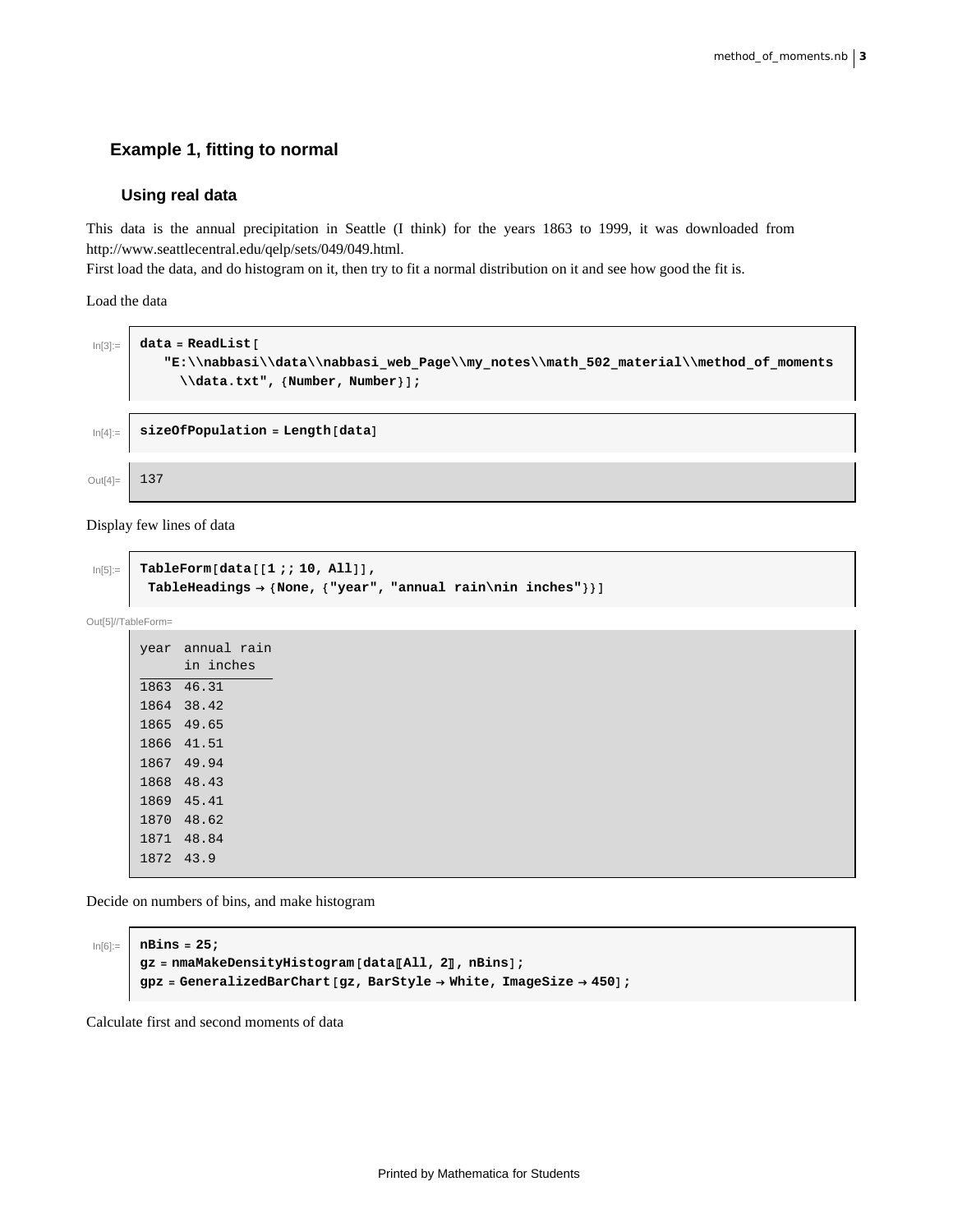## Example 1, fitting to normal

### Using real data

This data is the annual precipitation in Seattle (I think) for the years 1863 to 1999, it was downloaded from http://www.seattlecentral.edu/qelp/sets/049/049.html.
First load the data, and do histogram on it, then try to fit a normal distribution on it and see how good the fit is.

Load the data

```
In[3]:= data = ReadList[
          "E:\\nabbasi\\data\\nabbasi_web_Page\\my_notes\\math_502_material\\method_of_moments
            \\data.txt", {Number, Number}];
```

```
In[4]:= sizeOfPopulation = Length[data]
```

```
Out[4]= 137
```

Display few lines of data

```
In[5]:= TableForm[data[[1 ;; 10, All]],
         TableHeadings → {None, {"year", "annual rain\nin inches"}}]
```

Out[5]//TableForm=

| year | annual rain in inches |
|---|---|
| 1863 | 46.31 |
| 1864 | 38.42 |
| 1865 | 49.65 |
| 1866 | 41.51 |
| 1867 | 49.94 |
| 1868 | 48.43 |
| 1869 | 45.41 |
| 1870 | 48.62 |
| 1871 | 48.84 |
| 1872 | 43.9 |

Decide on numbers of bins, and make histogram

```
In[6]:= nBins = 25;
        gz = nmaMakeDensityHistogram[data⟦All, 2⟧, nBins];
        gpz = GeneralizedBarChart[gz, BarStyle → White, ImageSize → 450];
```

Calculate first and second moments of data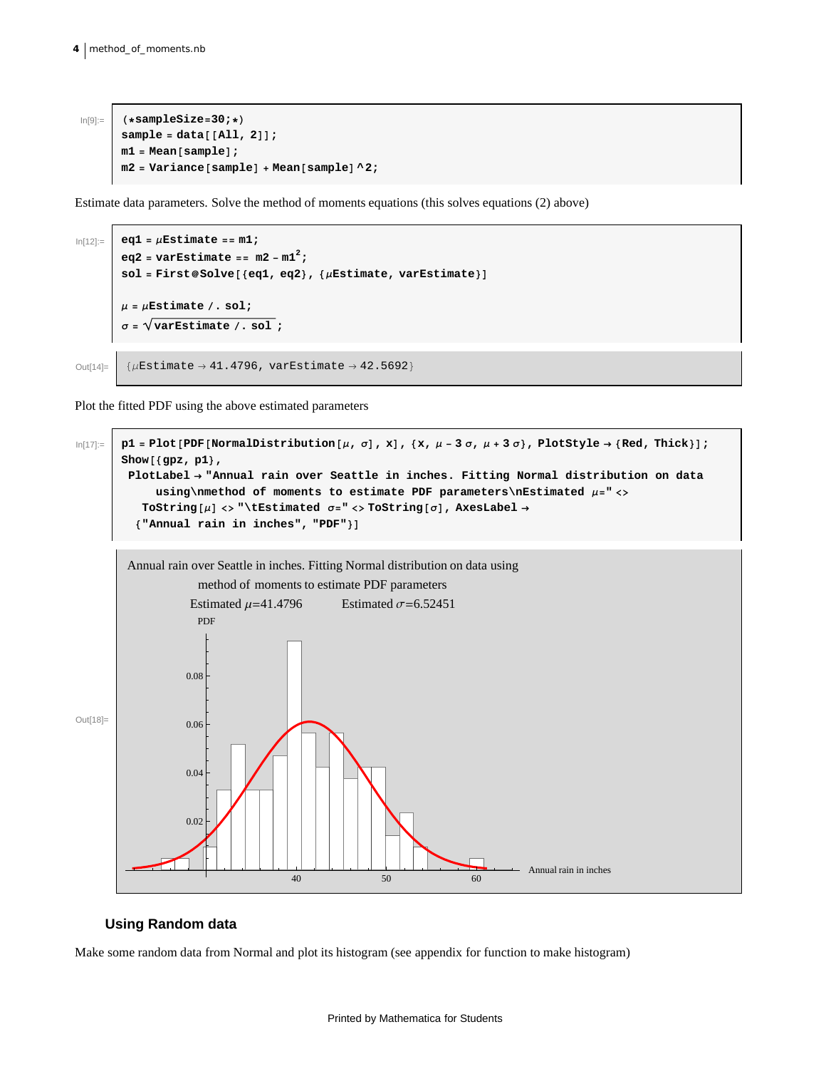In[9]:=
```
(*sampleSize=30;*)
sample = data[[All, 2]];
m1 = Mean[sample];
m2 = Variance[sample] + Mean[sample]^2;
```

Estimate data parameters. Solve the method of moments equations (this solves equations (2) above)

In[12]:=
```
eq1 = μEstimate == m1;
eq2 = varEstimate == m2 - m1^2;
sol = First@Solve[{eq1, eq2}, {μEstimate, varEstimate}]

μ = μEstimate /. sol;
σ = Sqrt[varEstimate /. sol];
```

Out[14]=
```
{μEstimate → 41.4796, varEstimate → 42.5692}
```

Plot the fitted PDF using the above estimated parameters

In[17]:=
```
p1 = Plot[PDF[NormalDistribution[μ, σ], x], {x, μ - 3 σ, μ + 3 σ}, PlotStyle → {Red, Thick}];
Show[{gpz, p1},
 PlotLabel → "Annual rain over Seattle in inches. Fitting Normal distribution on data
     using\nmethod of moments to estimate PDF parameters\nEstimated μ=" <>
   ToString[μ] <> "\tEstimated σ=" <> ToString[σ], AxesLabel →
  {"Annual rain in inches", "PDF"}]
```

Out[18]=

Annual rain over Seattle in inches. Fitting Normal distribution on data using
method of moments to estimate PDF parameters
Estimated $\mu$=41.4796 Estimated $\sigma$=6.52451

### Using Random data

Make some random data from Normal and plot its histogram (see appendix for function to make histogram)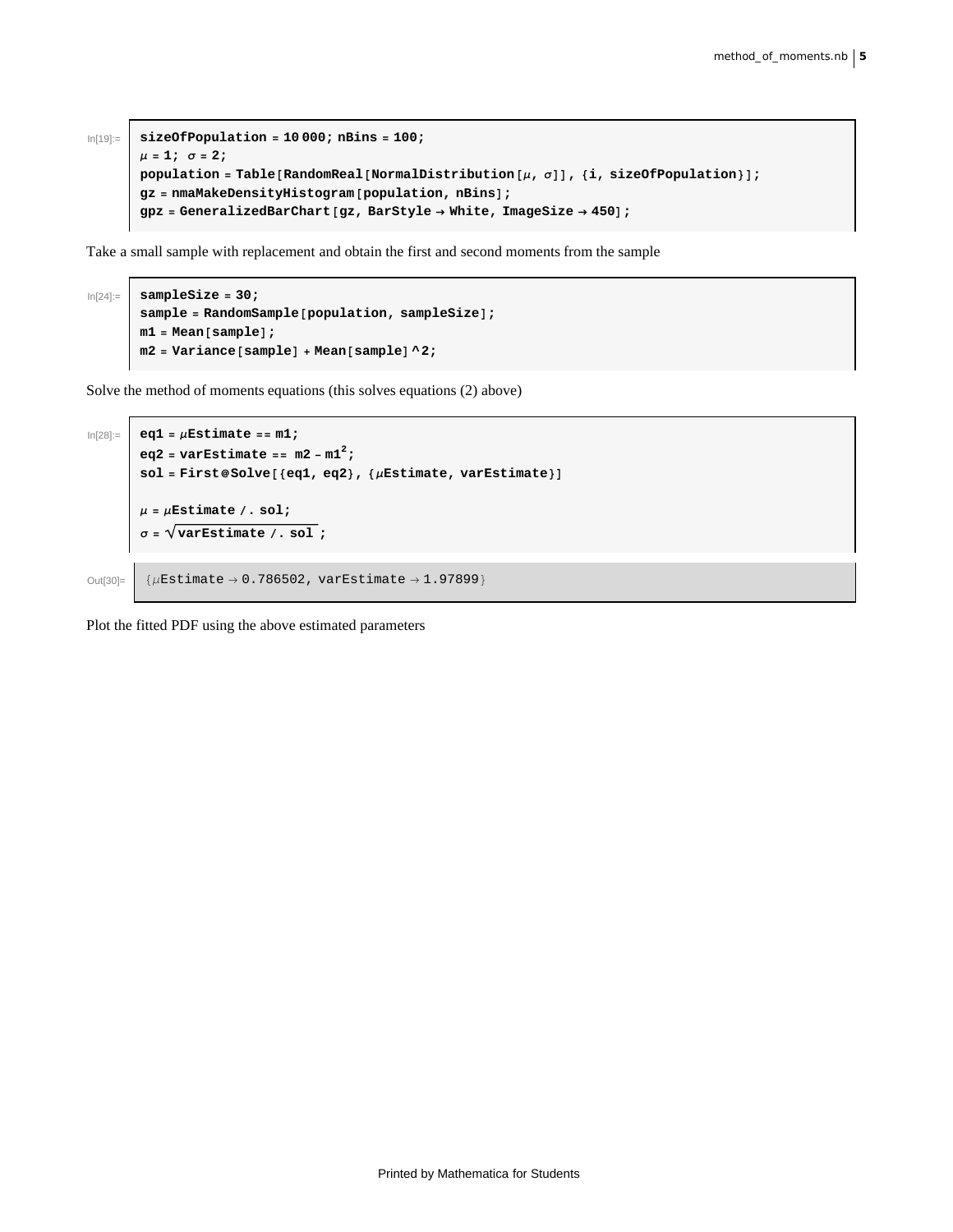```
In[19]:= sizeOfPopulation = 10 000; nBins = 100;
μ = 1; σ = 2;
population = Table[RandomReal[NormalDistribution[μ, σ]], {i, sizeOfPopulation}];
gz = nmaMakeDensityHistogram[population, nBins];
gpz = GeneralizedBarChart[gz, BarStyle → White, ImageSize → 450];
```

Take a small sample with replacement and obtain the first and second moments from the sample

```
In[24]:= sampleSize = 30;
sample = RandomSample[population, sampleSize];
m1 = Mean[sample];
m2 = Variance[sample] + Mean[sample]^2;
```

Solve the method of moments equations (this solves equations (2) above)

```
In[28]:= eq1 = μEstimate == m1;
eq2 = varEstimate == m2 - m1^2;
sol = First@Solve[{eq1, eq2}, {μEstimate, varEstimate}]

μ = μEstimate /. sol;
σ = √(varEstimate /. sol);

Out[30]= {μEstimate → 0.786502, varEstimate → 1.97899}
```

Plot the fitted PDF using the above estimated parameters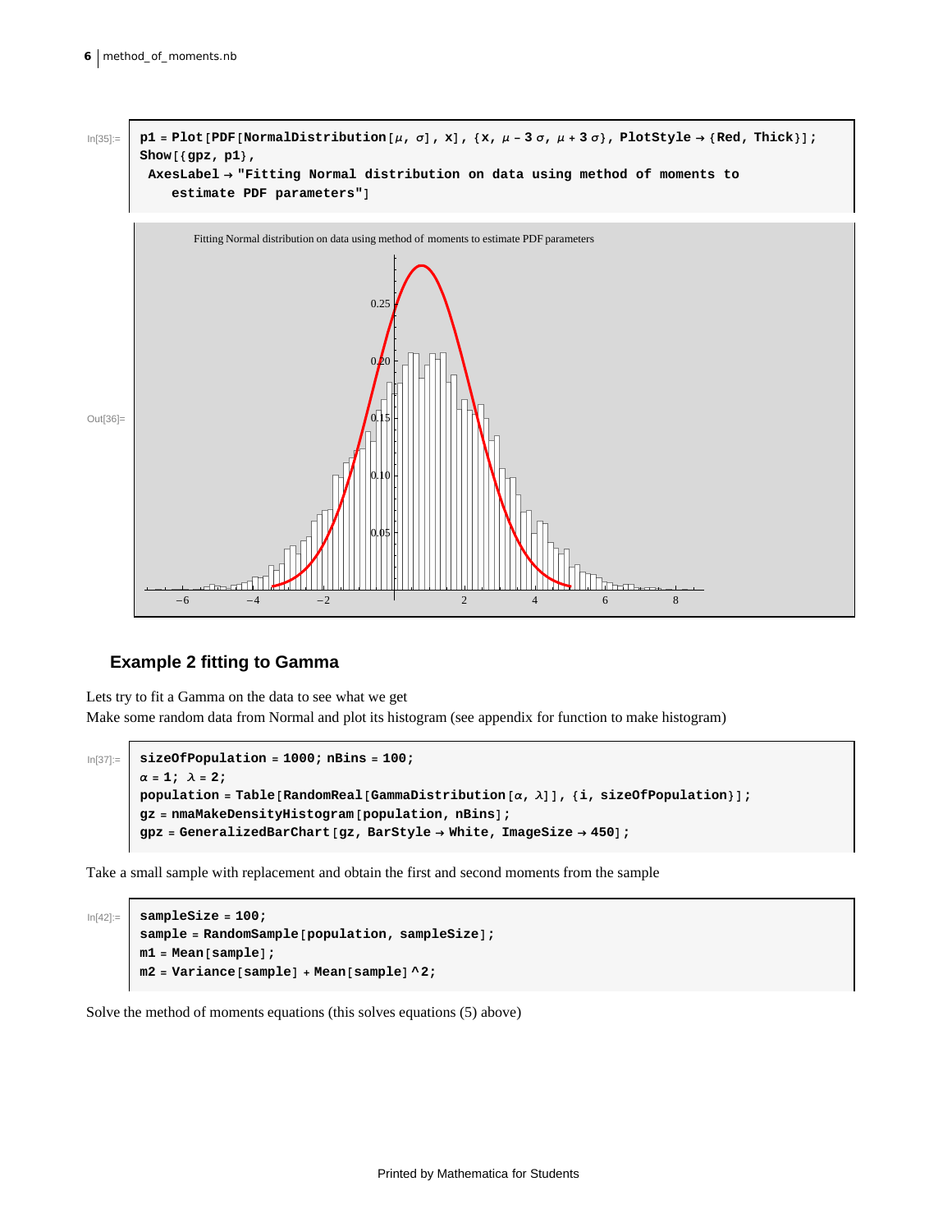```
In[35]:= p1 = Plot[PDF[NormalDistribution[μ, σ], x], {x, μ - 3 σ, μ + 3 σ}, PlotStyle → {Red, Thick}];
Show[{gpz, p1},
 AxesLabel → "Fitting Normal distribution on data using method of moments to
    estimate PDF parameters"]
```

Out[36]=

## Example 2 fitting to Gamma

Lets try to fit a Gamma on the data to see what we get

Make some random data from Normal and plot its histogram (see appendix for function to make histogram)

```
In[37]:= sizeOfPopulation = 1000; nBins = 100;
α = 1; λ = 2;
population = Table[RandomReal[GammaDistribution[α, λ]], {i, sizeOfPopulation}];
gz = nmaMakeDensityHistogram[population, nBins];
gpz = GeneralizedBarChart[gz, BarStyle → White, ImageSize → 450];
```

Take a small sample with replacement and obtain the first and second moments from the sample

```
In[42]:= sampleSize = 100;
sample = RandomSample[population, sampleSize];
m1 = Mean[sample];
m2 = Variance[sample] + Mean[sample]^2;
```

Solve the method of moments equations (this solves equations (5) above)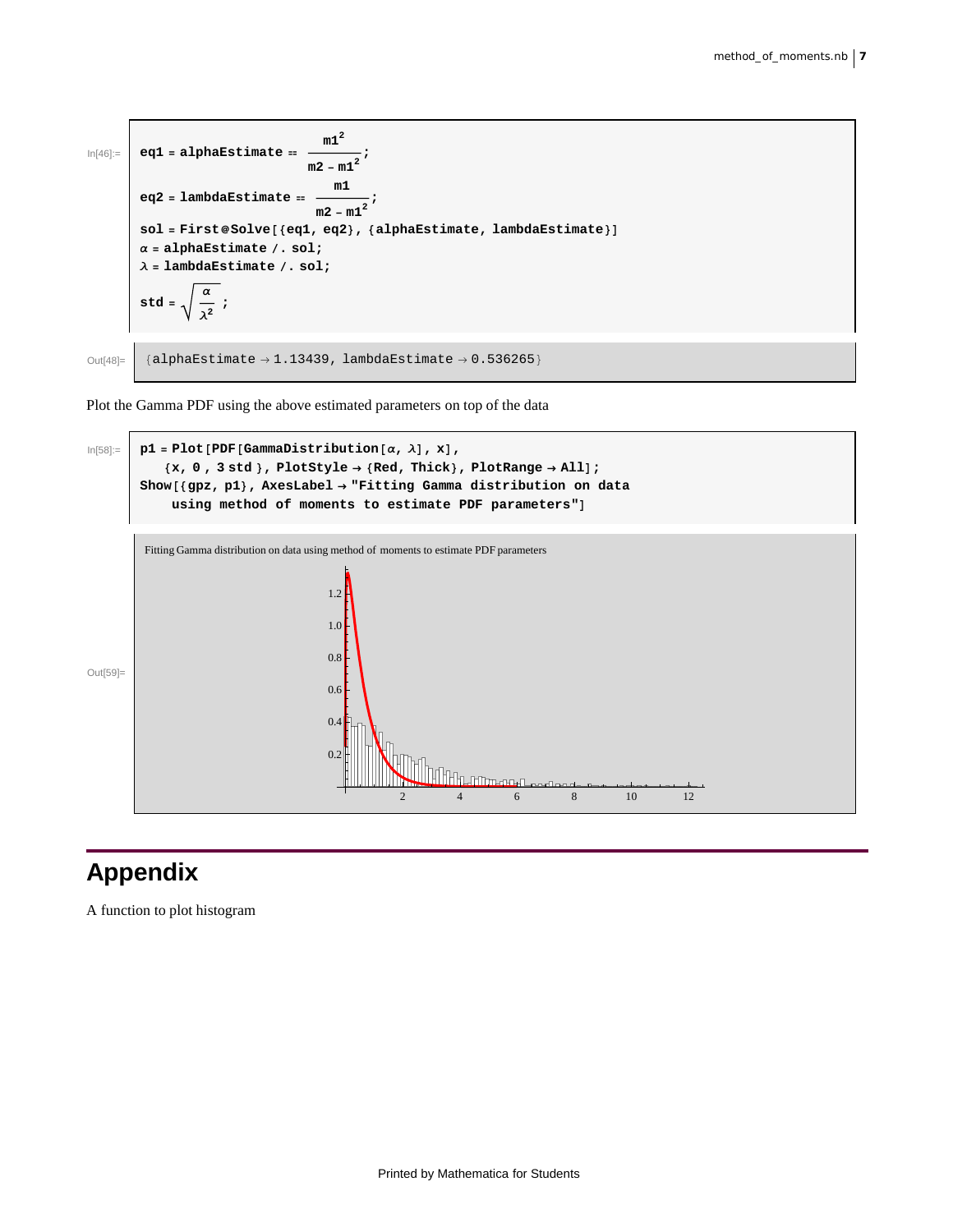In[46]:=

```
eq1 = alphaEstimate == m1^2/(m2 - m1^2);
eq2 = lambdaEstimate == m1/(m2 - m1^2);
sol = First@Solve[{eq1, eq2}, {alphaEstimate, lambdaEstimate}]
α = alphaEstimate /. sol;
λ = lambdaEstimate /. sol;
std = Sqrt[α/λ^2];
```

Out[48]=

```
{alphaEstimate → 1.13439, lambdaEstimate → 0.536265}
```

Plot the Gamma PDF using the above estimated parameters on top of the data

In[58]:=

```
p1 = Plot[PDF[GammaDistribution[α, λ], x],
   {x, 0 , 3 std }, PlotStyle → {Red, Thick}, PlotRange → All];
Show[{gpz, p1}, AxesLabel → "Fitting Gamma distribution on data
    using method of moments to estimate PDF parameters"]
```

Out[59]=

Fitting Gamma distribution on data using method of moments to estimate PDF parameters

# Appendix

A function to plot histogram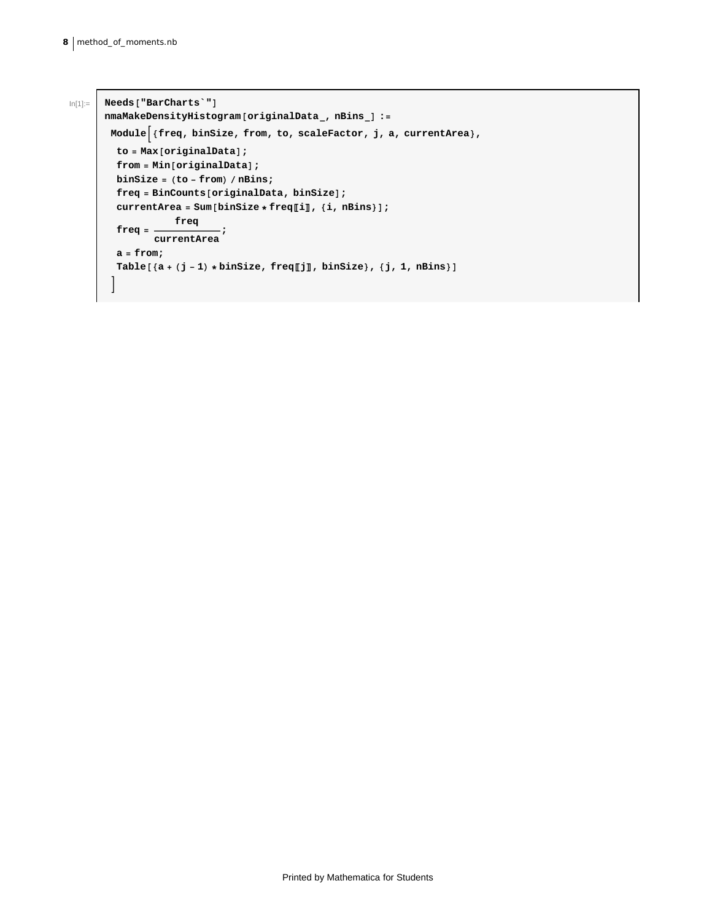In[1]:=

```
Needs["BarCharts`"]
nmaMakeDensityHistogram[originalData_, nBins_] :=
 Module[{freq, binSize, from, to, scaleFactor, j, a, currentArea},
  to = Max[originalData];
  from = Min[originalData];
  binSize = (to - from) / nBins;
  freq = BinCounts[originalData, binSize];
  currentArea = Sum[binSize * freq[[i]], {i, nBins}];
  freq = freq / currentArea;
  a = from;
  Table[{a + (j - 1) * binSize, freq[[j]], binSize}, {j, 1, nBins}]
 ]
```

Printed by Mathematica for Students